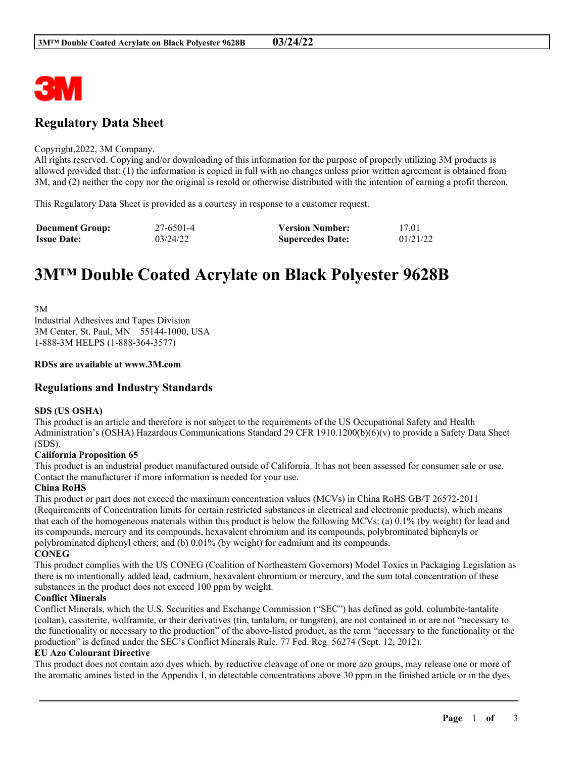## Regulatory Data Sheet

Copyright,2022, 3M Company.
All rights reserved. Copying and/or downloading of this information for the purpose of properly utilizing 3M products is allowed provided that: (1) the information is copied in full with no changes unless prior written agreement is obtained from 3M, and (2) neither the copy nor the original is resold or otherwise distributed with the intention of earning a profit thereon.

This Regulatory Data Sheet is provided as a courtesy in response to a customer request.

| | | | |
|---|---|---|---|
| **Document Group:** | 27-6501-4 | **Version Number:** | 17.01 |
| **Issue Date:** | 03/24/22 | **Supercedes Date:** | 01/21/22 |

# 3M™ Double Coated Acrylate on Black Polyester 9628B

3M
Industrial Adhesives and Tapes Division
3M Center, St. Paul, MN 55144-1000, USA
1-888-3M HELPS (1-888-364-3577)

**RDSs are available at www.3M.com**

## Regulations and Industry Standards

**SDS (US OSHA)**
This product is an article and therefore is not subject to the requirements of the US Occupational Safety and Health Administration's (OSHA) Hazardous Communications Standard 29 CFR 1910.1200(b)(6)(v) to provide a Safety Data Sheet (SDS).

**California Proposition 65**
This product is an industrial product manufactured outside of California. It has not been assessed for consumer sale or use. Contact the manufacturer if more information is needed for your use.

**China RoHS**
This product or part does not exceed the maximum concentration values (MCVs) in China RoHS GB/T 26572-2011 (Requirements of Concentration limits for certain restricted substances in electrical and electronic products), which means that each of the homogeneous materials within this product is below the following MCVs: (a) 0.1% (by weight) for lead and its compounds, mercury and its compounds, hexavalent chromium and its compounds, polybrominated biphenyls or polybrominated diphenyl ethers; and (b) 0.01% (by weight) for cadmium and its compounds.

**CONEG**
This product complies with the US CONEG (Coalition of Northeastern Governors) Model Toxics in Packaging Legislation as there is no intentionally added lead, cadmium, hexavalent chromium or mercury, and the sum total concentration of these substances in the product does not exceed 100 ppm by weight.

**Conflict Minerals**
Conflict Minerals, which the U.S. Securities and Exchange Commission ("SEC") has defined as gold, columbite-tantalite (coltan), cassiterite, wolframite, or their derivatives (tin, tantalum, or tungsten), are not contained in or are not "necessary to the functionality or necessary to the production" of the above-listed product, as the term "necessary to the functionality or the production" is defined under the SEC's Conflict Minerals Rule. 77 Fed. Reg. 56274 (Sept. 12, 2012).

**EU Azo Colourant Directive**
This product does not contain azo dyes which, by reductive cleavage of one or more azo groups, may release one or more of the aromatic amines listed in the Appendix I, in detectable concentrations above 30 ppm in the finished article or in the dyes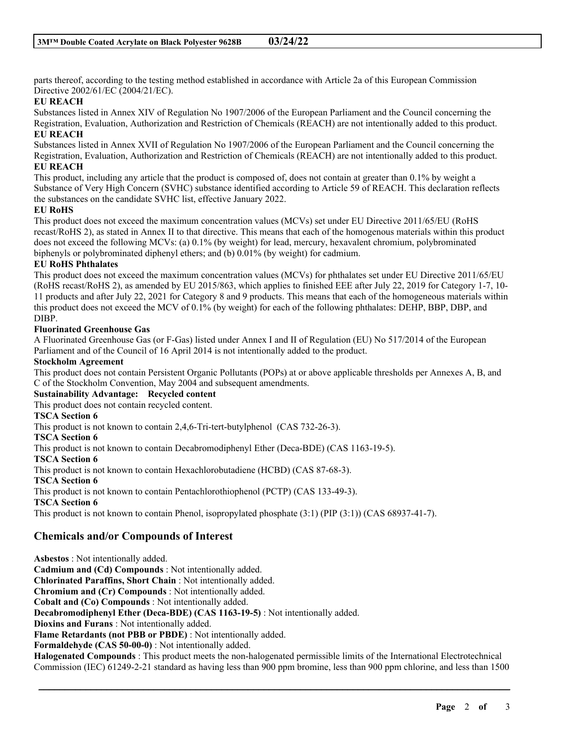parts thereof, according to the testing method established in accordance with Article 2a of this European Commission Directive 2002/61/EC (2004/21/EC).

**EU REACH**

Substances listed in Annex XIV of Regulation No 1907/2006 of the European Parliament and the Council concerning the Registration, Evaluation, Authorization and Restriction of Chemicals (REACH) are not intentionally added to this product.

**EU REACH**

Substances listed in Annex XVII of Regulation No 1907/2006 of the European Parliament and the Council concerning the Registration, Evaluation, Authorization and Restriction of Chemicals (REACH) are not intentionally added to this product.

**EU REACH**

This product, including any article that the product is composed of, does not contain at greater than 0.1% by weight a Substance of Very High Concern (SVHC) substance identified according to Article 59 of REACH. This declaration reflects the substances on the candidate SVHC list, effective January 2022.

**EU RoHS**

This product does not exceed the maximum concentration values (MCVs) set under EU Directive 2011/65/EU (RoHS recast/RoHS 2), as stated in Annex II to that directive. This means that each of the homogenous materials within this product does not exceed the following MCVs: (a) 0.1% (by weight) for lead, mercury, hexavalent chromium, polybrominated biphenyls or polybrominated diphenyl ethers; and (b) 0.01% (by weight) for cadmium.

**EU RoHS Phthalates**

This product does not exceed the maximum concentration values (MCVs) for phthalates set under EU Directive 2011/65/EU (RoHS recast/RoHS 2), as amended by EU 2015/863, which applies to finished EEE after July 22, 2019 for Category 1-7, 10-11 products and after July 22, 2021 for Category 8 and 9 products. This means that each of the homogeneous materials within this product does not exceed the MCV of 0.1% (by weight) for each of the following phthalates: DEHP, BBP, DBP, and DIBP.

**Fluorinated Greenhouse Gas**

A Fluorinated Greenhouse Gas (or F-Gas) listed under Annex I and II of Regulation (EU) No 517/2014 of the European Parliament and of the Council of 16 April 2014 is not intentionally added to the product.

**Stockholm Agreement**

This product does not contain Persistent Organic Pollutants (POPs) at or above applicable thresholds per Annexes A, B, and C of the Stockholm Convention, May 2004 and subsequent amendments.

**Sustainability Advantage: Recycled content**

This product does not contain recycled content.

**TSCA Section 6**

This product is not known to contain 2,4,6-Tri-tert-butylphenol (CAS 732-26-3).

**TSCA Section 6**

This product is not known to contain Decabromodiphenyl Ether (Deca-BDE) (CAS 1163-19-5).

**TSCA Section 6**

This product is not known to contain Hexachlorobutadiene (HCBD) (CAS 87-68-3).

**TSCA Section 6**

This product is not known to contain Pentachlorothiophenol (PCTP) (CAS 133-49-3).

**TSCA Section 6**

This product is not known to contain Phenol, isopropylated phosphate (3:1) (PIP (3:1)) (CAS 68937-41-7).

## Chemicals and/or Compounds of Interest

**Asbestos** : Not intentionally added.

**Cadmium and (Cd) Compounds** : Not intentionally added.

**Chlorinated Paraffins, Short Chain** : Not intentionally added.

**Chromium and (Cr) Compounds** : Not intentionally added.

**Cobalt and (Co) Compounds** : Not intentionally added.

**Decabromodiphenyl Ether (Deca-BDE) (CAS 1163-19-5)** : Not intentionally added.

**Dioxins and Furans** : Not intentionally added.

**Flame Retardants (not PBB or PBDE)** : Not intentionally added.

**Formaldehyde (CAS 50-00-0)** : Not intentionally added.

**Halogenated Compounds** : This product meets the non-halogenated permissible limits of the International Electrotechnical Commission (IEC) 61249-2-21 standard as having less than 900 ppm bromine, less than 900 ppm chlorine, and less than 1500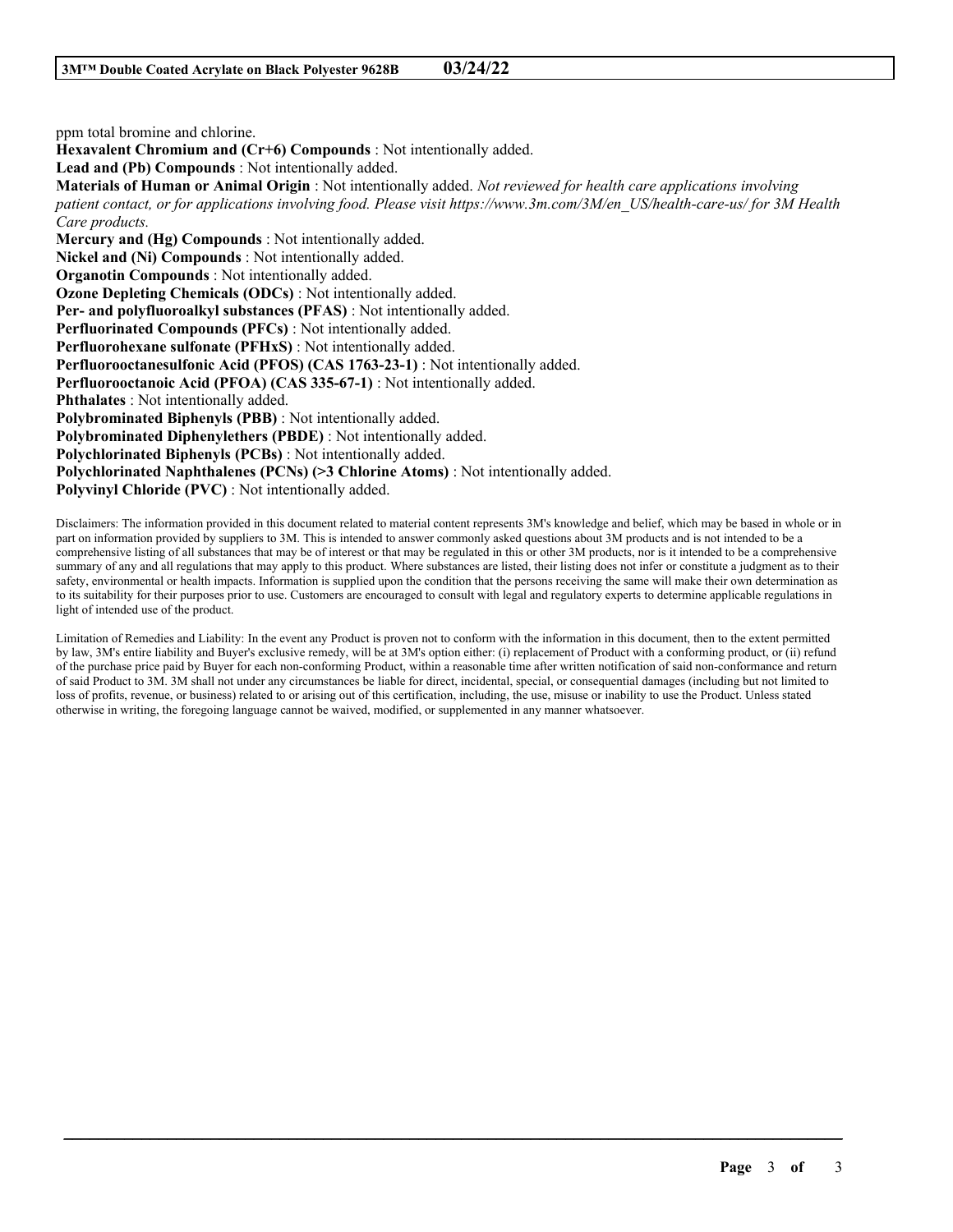ppm total bromine and chlorine.

**Hexavalent Chromium and (Cr+6) Compounds** : Not intentionally added.

**Lead and (Pb) Compounds** : Not intentionally added.

**Materials of Human or Animal Origin** : Not intentionally added. *Not reviewed for health care applications involving patient contact, or for applications involving food. Please visit https://www.3m.com/3M/en_US/health-care-us/ for 3M Health Care products.*

**Mercury and (Hg) Compounds** : Not intentionally added.

**Nickel and (Ni) Compounds** : Not intentionally added.

**Organotin Compounds** : Not intentionally added.

**Ozone Depleting Chemicals (ODCs)** : Not intentionally added.

**Per- and polyfluoroalkyl substances (PFAS)** : Not intentionally added.

**Perfluorinated Compounds (PFCs)** : Not intentionally added.

**Perfluorohexane sulfonate (PFHxS)** : Not intentionally added.

**Perfluorooctanesulfonic Acid (PFOS) (CAS 1763-23-1)** : Not intentionally added.

**Perfluorooctanoic Acid (PFOA) (CAS 335-67-1)** : Not intentionally added.

**Phthalates** : Not intentionally added.

**Polybrominated Biphenyls (PBB)** : Not intentionally added.

**Polybrominated Diphenylethers (PBDE)** : Not intentionally added.

**Polychlorinated Biphenyls (PCBs)** : Not intentionally added.

**Polychlorinated Naphthalenes (PCNs) (>3 Chlorine Atoms)** : Not intentionally added.

**Polyvinyl Chloride (PVC)** : Not intentionally added.

Disclaimers: The information provided in this document related to material content represents 3M's knowledge and belief, which may be based in whole or in part on information provided by suppliers to 3M. This is intended to answer commonly asked questions about 3M products and is not intended to be a comprehensive listing of all substances that may be of interest or that may be regulated in this or other 3M products, nor is it intended to be a comprehensive summary of any and all regulations that may apply to this product. Where substances are listed, their listing does not infer or constitute a judgment as to their safety, environmental or health impacts. Information is supplied upon the condition that the persons receiving the same will make their own determination as to its suitability for their purposes prior to use. Customers are encouraged to consult with legal and regulatory experts to determine applicable regulations in light of intended use of the product.

Limitation of Remedies and Liability: In the event any Product is proven not to conform with the information in this document, then to the extent permitted by law, 3M's entire liability and Buyer's exclusive remedy, will be at 3M's option either: (i) replacement of Product with a conforming product, or (ii) refund of the purchase price paid by Buyer for each non-conforming Product, within a reasonable time after written notification of said non-conformance and return of said Product to 3M. 3M shall not under any circumstances be liable for direct, incidental, special, or consequential damages (including but not limited to loss of profits, revenue, or business) related to or arising out of this certification, including, the use, misuse or inability to use the Product. Unless stated otherwise in writing, the foregoing language cannot be waived, modified, or supplemented in any manner whatsoever.